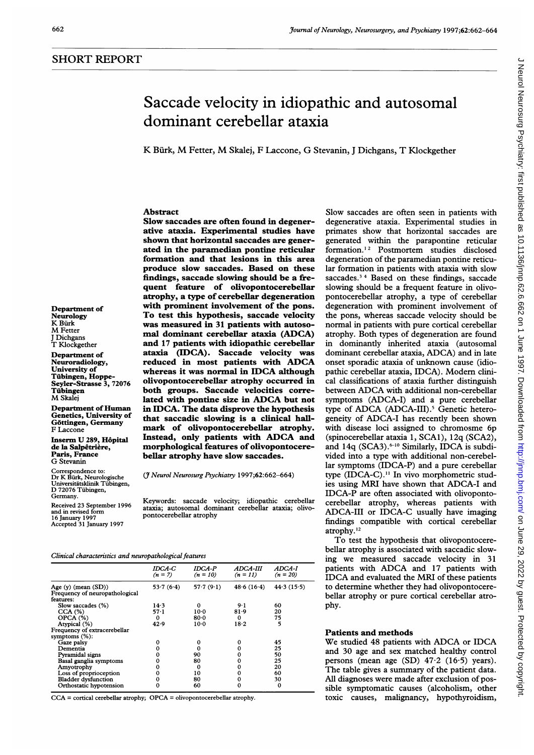## SHORT REPORT

# Saccade velocity in idiopathic and autosomal dominant cerebellar ataxia

K Bürk, M Fetter, M Skalej, F Laccone, G Stevanin, J Dichgans, T Klockgether

### Abstract

**Slow saccades are often found in degenerative ataxia. Experimental studies have shown that horizontal saccades are generated in the paramedian pontine reticular formation and that lesions in this area produce slow saccades. Based on these findings, saccade slowing should be a frequent feature of olivopontocerebellar atrophy, a type of cerebellar degeneration with prominent involvement of the pons. To test this hypothesis, saccade velocity was measured in 31 patients with autosomal dominant cerebellar ataxia (ADCA) and 17 patients with idiopathic cerebellar ataxia (IDCA). Saccade velocity was reduced in most patients with ADCA whereas it was normal in IDCA although olivopontocerebellar atrophy occurred in both groups. Saccade velocities correlated with pontine size in ADCA but not in IDCA. The data disprove the hypothesis that saccadic slowing is a clinical hallmark of olivopontocerebellar atrophy. Instead, only patients with ADCA and morphological features of olivopontocerebellar atrophy have slow saccades.**

(*J Neurol Neurosurg Psychiatry* 1997;**62**:662–664)

Keywords: saccade velocity; idiopathic cerebellar ataxia; autosomal dominant cerebellar ataxia; olivopontocerebellar atrophy

Department of Neurology
K Bürk
M Fetter
J Dichgans
T Klockgether

Department of Neuroradiology, University of Tübingen, Hoppe-Seyler-Strasse 3, 72076 Tübingen
M Skalej

Department of Human Genetics, University of Göttingen, Germany
F Laccone

Inserm U 289, Hôpital de la Salpêtrière, Paris, France
G Stevanin

Correspondence to: Dr K Bürk, Neurologische Universitätsklinik Tübingen, D 72076 Tübingen, Germany.

Received 23 September 1996 and in revised form 16 January 1997
Accepted 31 January 1997

*Clinical characteristics and neuropathological features*

| | *IDCA-C* (n = 7) | *IDCA-P* (n = 10) | *ADCA-III* (n = 11) | *ADCA-I* (n = 20) |
|---|---|---|---|---|
| Age (y) (mean (SD)) | 53·7 (6·4) | 57·7 (9·1) | 48·6 (16·4) | 44·3 (15·5) |
| Frequency of neuropathological features: | | | | |
| Slow saccades (%) | 14·3 | 0 | 9·1 | 60 |
| CCA (%) | 57·1 | 10·0 | 81·9 | 20 |
| OPCA (%) | 0 | 80·0 | 0 | 75 |
| Atypical (%) | 42·9 | 10·0 | 18·2 | 5 |
| Frequency of extracerebellar symptoms (%): | | | | |
| Gaze palsy | 0 | 0 | 0 | 45 |
| Dementia | 0 | 0 | 0 | 25 |
| Pyramidal signs | 0 | 90 | 0 | 50 |
| Basal ganglia symptoms | 0 | 80 | 0 | 25 |
| Amyotrophy | 0 | 0 | 0 | 20 |
| Loss of proprioception | 0 | 10 | 0 | 60 |
| Bladder dysfunction | 0 | 80 | 0 | 30 |
| Orthostatic hypotension | 0 | 60 | 0 | 0 |

CCA = cortical cerebellar atrophy; OPCA = olivopontocerebellar atrophy.

Slow saccades are often seen in patients with degenerative ataxia. Experimental studies in primates show that horizontal saccades are generated within the parapontine reticular formation.[1,2] Postmortem studies disclosed degeneration of the paramedian pontine reticular formation in patients with ataxia with slow saccades.[3,4] Based on these findings, saccade slowing should be a frequent feature in olivopontocerebellar atrophy, a type of cerebellar degeneration with prominent involvement of the pons, whereas saccade velocity should be normal in patients with pure cortical cerebellar atrophy. Both types of degeneration are found in dominantly inherited ataxia (autosomal dominant cerebellar ataxia, ADCA) and in late onset sporadic ataxia of unknown cause (idiopathic cerebellar ataxia, IDCA). Modern clinical classifications of ataxia further distinguish between ADCA with additional non-cerebellar symptoms (ADCA-I) and a pure cerebellar type of ADCA (ADCA-III).[5] Genetic heterogeneity of ADCA-I has recently been shown with disease loci assigned to chromosme 6p (spinocerebellar ataxia 1, SCA1), 12q (SCA2), and 14q (SCA3).[6-10] Similarly, IDCA is subdivided into a type with additional non-cerebellar symptoms (IDCA-P) and a pure cerebellar type (IDCA-C).[11] In vivo morphometric studies using MRI have shown that ADCA-I and IDCA-P are often associated with olivopontocerebellar atrophy, whereas patients with ADCA-III or IDCA-C usually have imaging findings compatible with cortical cerebellar atrophy.[12]

To test the hypothesis that olivopontocerebellar atrophy is associated with saccadic slowing we measured saccade velocity in 31 patients with ADCA and 17 patients with IDCA and evaluated the MRI of these patients to determine whether they had olivopontocerebellar atrophy or pure cortical cerebellar atrophy.

### Patients and methods

We studied 48 patients with ADCA or IDCA and 30 age and sex matched healthy control persons (mean age (SD) 47·2 (16·5) years). The table gives a summary of the patient data. All diagnoses were made after exclusion of possible symptomatic causes (alcoholism, other toxic causes, malignancy, hypothyroidism,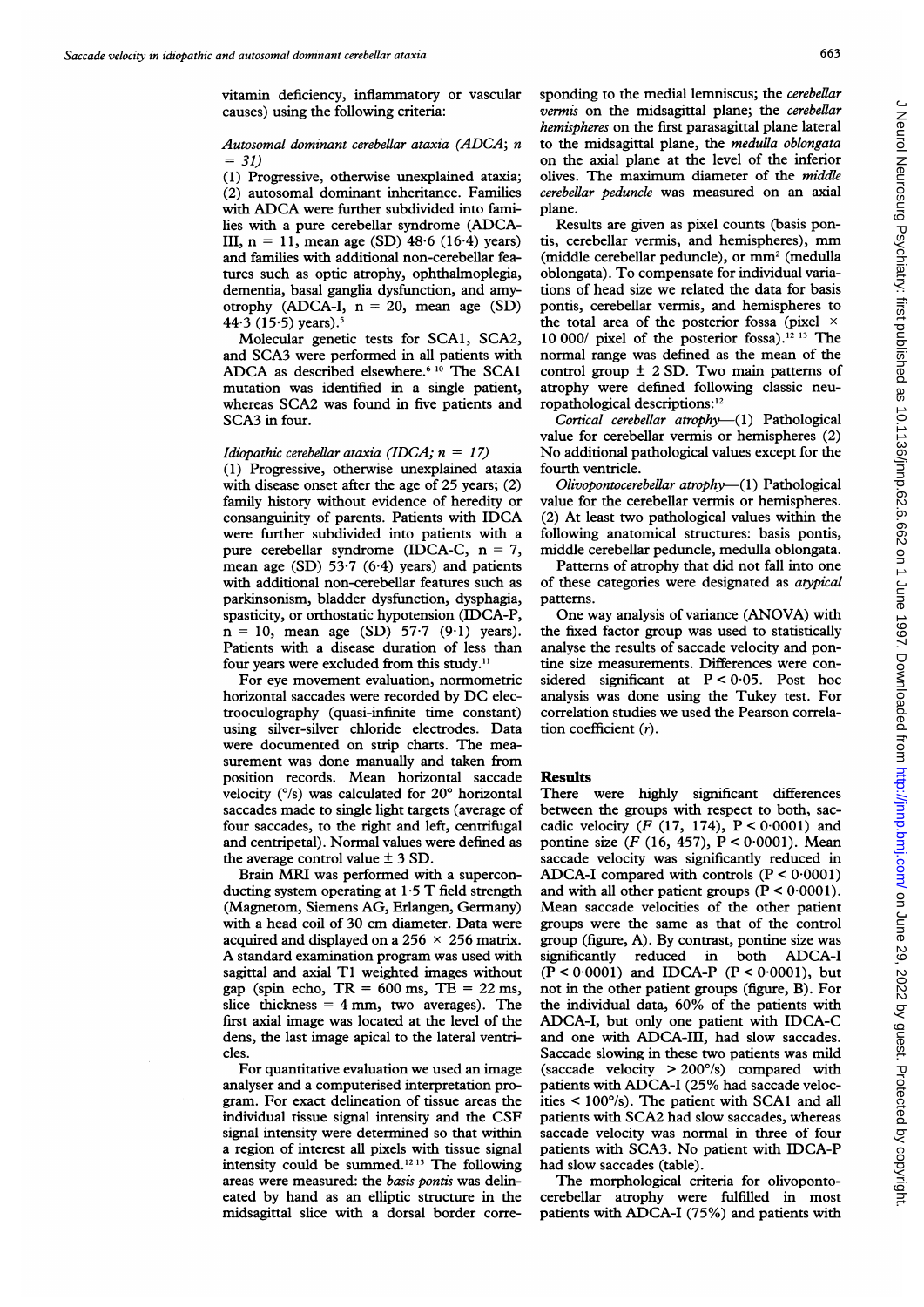vitamin deficiency, inflammatory or vascular causes) using the following criteria:

*Autosomal dominant cerebellar ataxia (ADCA; n = 31)*

(1) Progressive, otherwise unexplained ataxia; (2) autosomal dominant inheritance. Families with ADCA were further subdivided into families with a pure cerebellar syndrome (ADCA-III, n = 11, mean age (SD) 48·6 (16·4) years) and families with additional non-cerebellar features such as optic atrophy, ophthalmoplegia, dementia, basal ganglia dysfunction, and amyotrophy (ADCA-I, n = 20, mean age (SD) 44·3 (15·5) years).[5]

Molecular genetic tests for SCA1, SCA2, and SCA3 were performed in all patients with ADCA as described elsewhere.[6-10] The SCA1 mutation was identified in a single patient, whereas SCA2 was found in five patients and SCA3 in four.

*Idiopathic cerebellar ataxia (IDCA; n = 17)*

(1) Progressive, otherwise unexplained ataxia with disease onset after the age of 25 years; (2) family history without evidence of heredity or consanguinity of parents. Patients with IDCA were further subdivided into patients with a pure cerebellar syndrome (IDCA-C, n = 7, mean age (SD) 53·7 (6·4) years) and patients with additional non-cerebellar features such as parkinsonism, bladder dysfunction, dysphagia, spasticity, or orthostatic hypotension (IDCA-P, n = 10, mean age (SD) 57·7 (9·1) years). Patients with a disease duration of less than four years were excluded from this study.[11]

For eye movement evaluation, normometric horizontal saccades were recorded by DC electrooculography (quasi-infinite time constant) using silver-silver chloride electrodes. Data were documented on strip charts. The measurement was done manually and taken from position records. Mean horizontal saccade velocity (°/s) was calculated for 20° horizontal saccades made to single light targets (average of four saccades, to the right and left, centrifugal and centripetal). Normal values were defined as the average control value ± 3 SD.

Brain MRI was performed with a superconducting system operating at 1·5 T field strength (Magnetom, Siemens AG, Erlangen, Germany) with a head coil of 30 cm diameter. Data were acquired and displayed on a 256 × 256 matrix. A standard examination program was used with sagittal and axial T1 weighted images without gap (spin echo, TR = 600 ms, TE = 22 ms, slice thickness = 4 mm, two averages). The first axial image was located at the level of the dens, the last image apical to the lateral ventricles.

For quantitative evaluation we used an image analyser and a computerised interpretation program. For exact delineation of tissue areas the individual tissue signal intensity and the CSF signal intensity were determined so that within a region of interest all pixels with tissue signal intensity could be summed.[12 13] The following areas were measured: the *basis pontis* was delineated by hand as an elliptic structure in the midsagittal slice with a dorsal border corresponding to the medial lemniscus; the *cerebellar vermis* on the midsagittal plane; the *cerebellar hemispheres* on the first parasagittal plane lateral to the midsagittal plane, the *medulla oblongata* on the axial plane at the level of the inferior olives. The maximum diameter of the *middle cerebellar peduncle* was measured on an axial plane.

Results are given as pixel counts (basis pontis, cerebellar vermis, and hemispheres), mm (middle cerebellar peduncle), or mm² (medulla oblongata). To compensate for individual variations of head size we related the data for basis pontis, cerebellar vermis, and hemispheres to the total area of the posterior fossa (pixel × 10 000/ pixel of the posterior fossa).[12 13] The normal range was defined as the mean of the control group ± 2 SD. Two main patterns of atrophy were defined following classic neuropathological descriptions:[12]

*Cortical cerebellar atrophy*—(1) Pathological value for cerebellar vermis or hemispheres (2) No additional pathological values except for the fourth ventricle.

*Olivopontocerebellar atrophy*—(1) Pathological value for the cerebellar vermis or hemispheres. (2) At least two pathological values within the following anatomical structures: basis pontis, middle cerebellar peduncle, medulla oblongata.

Patterns of atrophy that did not fall into one of these categories were designated as *atypical* patterns.

One way analysis of variance (ANOVA) with the fixed factor group was used to statistically analyse the results of saccade velocity and pontine size measurements. Differences were considered significant at $P < 0·05$. Post hoc analysis was done using the Tukey test. For correlation studies we used the Pearson correlation coefficient ($r$).

## Results

There were highly significant differences between the groups with respect to both, saccadic velocity ($F$ (17, 174), $P < 0·0001$) and pontine size ($F$ (16, 457), $P < 0·0001$). Mean saccade velocity was significantly reduced in ADCA-I compared with controls ($P < 0·0001$) and with all other patient groups ($P < 0·0001$). Mean saccade velocities of the other patient groups were the same as that of the control group (figure, A). By contrast, pontine size was significantly reduced in both ADCA-I ($P < 0·0001$) and IDCA-P ($P < 0·0001$), but not in the other patient groups (figure, B). For the individual data, 60% of the patients with ADCA-I, but only one patient with IDCA-C and one with ADCA-III, had slow saccades. Saccade slowing in these two patients was mild (saccade velocity > 200°/s) compared with patients with ADCA-I (25% had saccade velocities < 100°/s). The patient with SCA1 and all patients with SCA2 had slow saccades, whereas saccade velocity was normal in three of four patients with SCA3. No patient with IDCA-P had slow saccades (table).

The morphological criteria for olivopontocerebellar atrophy were fulfilled in most patients with ADCA-I (75%) and patients with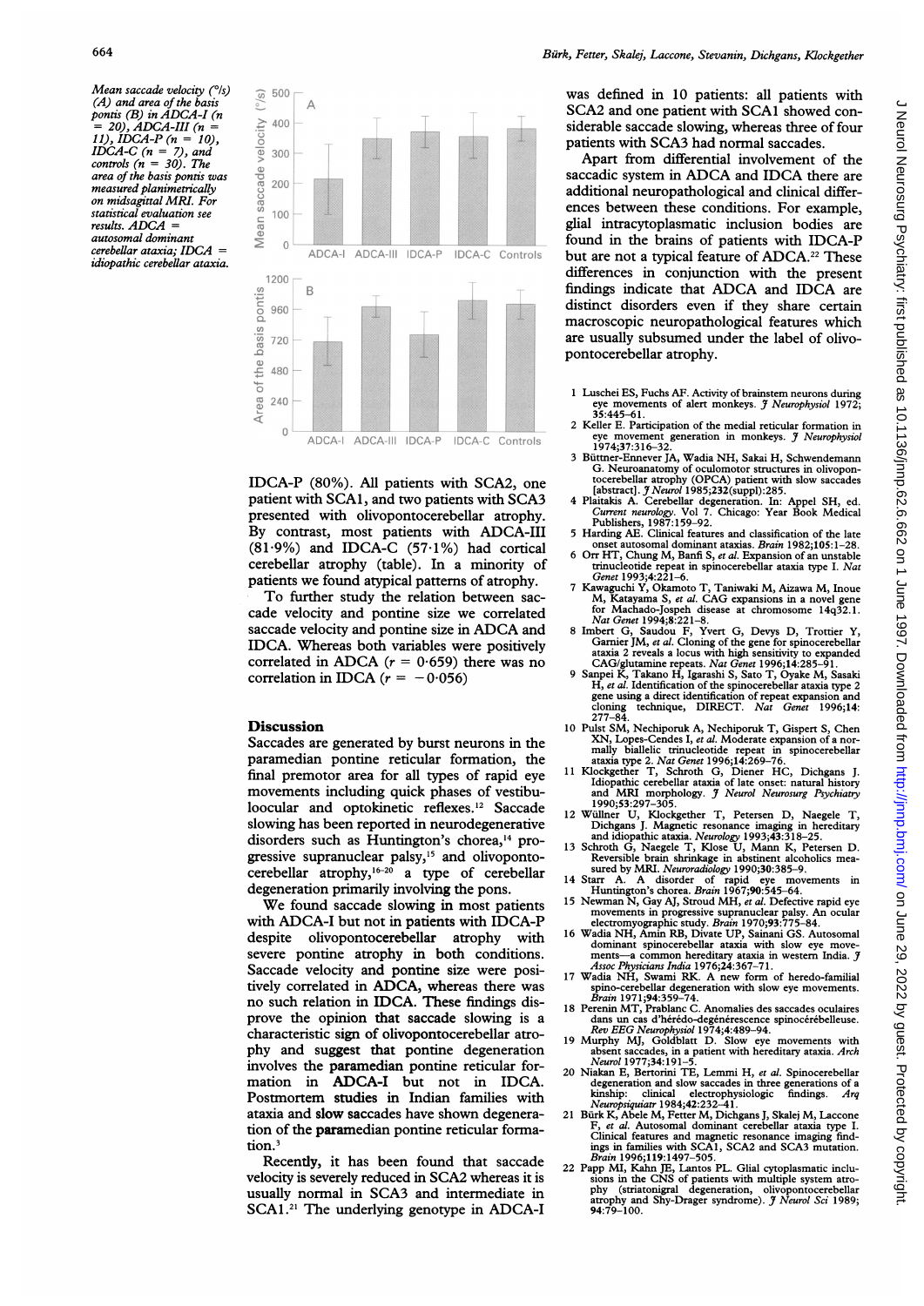*Mean saccade velocity (°/s) (A) and area of the basis pontis (B) in ADCA-I (n = 20), ADCA-III (n = 11), IDCA-P (n = 10), IDCA-C (n = 7), and controls (n = 30). The area of the basis pontis was measured planimetrically on midsagittal MRI. For statistical evaluation see results. ADCA = autosomal dominant cerebellar ataxia; IDCA = idiopathic cerebellar ataxia.*

A

Mean saccade velocity (°/s)

500
400
300
200
100
0

ADCA-I ADCA-III IDCA-P IDCA-C Controls

B

Area of the basis pontis

1200
960
720
480
240
0

ADCA-I ADCA-III IDCA-P IDCA-C Controls

IDCA-P (80%). All patients with SCA2, one patient with SCA1, and two patients with SCA3 presented with olivopontocerebellar atrophy. By contrast, most patients with ADCA-III (81·9%) and IDCA-C (57·1%) had cortical cerebellar atrophy (table). In a minority of patients we found atypical patterns of atrophy.

To further study the relation between saccade velocity and pontine size we correlated saccade velocity and pontine size in ADCA and IDCA. Whereas both variables were positively correlated in ADCA ($r = 0·659$) there was no correlation in IDCA ($r = -0·056$)

## Discussion

Saccades are generated by burst neurons in the paramedian pontine reticular formation, the final premotor area for all types of rapid eye movements including quick phases of vestibuloocular and optokinetic reflexes.[12] Saccade slowing has been reported in neurodegenerative disorders such as Huntington's chorea,[14] progressive supranuclear palsy,[15] and olivopontocerebellar atrophy,[16-20] a type of cerebellar degeneration primarily involving the pons.

We found saccade slowing in most patients with ADCA-I but not in patients with IDCA-P despite olivopontocerebellar atrophy with severe pontine atrophy in both conditions. Saccade velocity and pontine size were positively correlated in ADCA, whereas there was no such relation in IDCA. These findings disprove the opinion that saccade slowing is a characteristic sign of olivopontocerebellar atrophy and suggest that pontine degeneration involves the paramedian pontine reticular formation in ADCA-I but not in IDCA. Postmortem studies in Indian families with ataxia and slow saccades have shown degeneration of the paramedian pontine reticular formation.[3]

Recently, it has been found that saccade velocity is severely reduced in SCA2 whereas it is usually normal in SCA3 and intermediate in SCA1.[21] The underlying genotype in ADCA-I was defined in 10 patients: all patients with SCA2 and one patient with SCA1 showed considerable saccade slowing, whereas three of four patients with SCA3 had normal saccades.

Apart from differential involvement of the saccadic system in ADCA and IDCA there are additional neuropathological and clinical differences between these conditions. For example, glial intracytoplasmatic inclusion bodies are found in the brains of patients with IDCA-P but are not a typical feature of ADCA.[22] These differences in conjunction with the present findings indicate that ADCA and IDCA are distinct disorders even if they share certain macroscopic neuropathological features which are usually subsumed under the label of olivopontocerebellar atrophy.

1 Luschei ES, Fuchs AF. Activity of brainstem neurons during eye movements of alert monkeys. *J Neurophysiol* 1972; 35:445–61.
2 Keller E. Participation of the medial reticular formation in eye movement generation in monkeys. *J Neurophysiol* 1974;37:316–32.
3 Büttner-Ennever JA, Wadia NH, Sakai H, Schwendemann G. Neuroanatomy of oculomotor structures in olivopontocerebellar atrophy (OPCA) patient with slow saccades [abstract]. *J Neurol* 1985;232(suppl):285.
4 Plaitakis A. Cerebellar degeneration. In: Appel SH, ed. *Current neurology*. Vol 7. Chicago: Year Book Medical Publishers, 1987:159–92.
5 Harding AE. Clinical features and classification of the late onset autosomal dominant ataxias. *Brain* 1982;105:1–28.
6 Orr HT, Chung M, Banfi S, *et al*. Expansion of an unstable trinucleotide repeat in spinocerebellar ataxia type I. *Nat Genet* 1993;4:221–6.
7 Kawaguchi Y, Okamoto T, Taniwaki M, Aizawa M, Inoue M, Katayama S, *et al*. CAG expansions in a novel gene for Machado-Jospeh disease at chromosome 14q32.1. *Nat Genet* 1994;8:221–8.
8 Imbert G, Saudou F, Yvert G, Devys D, Trottier Y, Garnier JM, *et al*. Cloning of the gene for spinocerebellar ataxia 2 reveals a locus with high sensitivity to expanded CAG/glutamine repeats. *Nat Genet* 1996;14:285–91.
9 Sanpei K, Takano H, Igarashi S, Sato T, Oyake M, Sasaki H, *et al*. Identification of the spinocerebellar ataxia type 2 gene using a direct identification of repeat expansion and cloning technique, DIRECT. *Nat Genet* 1996;14: 277–84.
10 Pulst SM, Nechiporuk A, Nechiporuk T, Gispert S, Chen XN, Lopes-Cendes I, *et al*. Moderate expansion of a normally biallelic trinucleotide repeat in spinocerebellar ataxia type 2. *Nat Genet* 1996;14:269–76.
11 Klockgether T, Schroth G, Diener HC, Dichgans J. Idiopathic cerebellar ataxia of late onset: natural history and MRI morphology. *J Neurol Neurosurg Psychiatry* 1990;53:297–305.
12 Wüllner U, Klockgether T, Petersen D, Naegele T, Dichgans J. Magnetic resonance imaging in hereditary and idiopathic ataxia. *Neurology* 1993;43:318–25.
13 Schroth G, Naegele T, Klose U, Mann K, Petersen D. Reversible brain shrinkage in abstinent alcoholics measured by MRI. *Neuroradiology* 1990;30:385–9.
14 Starr A. A disorder of rapid eye movements in Huntington's chorea. *Brain* 1967;90:545–64.
15 Newman N, Gay AJ, Stroud MH, *et al*. Defective rapid eye movements in progressive supranuclear palsy. An ocular electromyographic study. *Brain* 1970;93:775–84.
16 Wadia NH, Amin RB, Divate UP, Sainani GS. Autosomal dominant spinocerebellar ataxia with slow eye movements—a common hereditary ataxia in western India. *J Assoc Physicians India* 1976;24:367–71.
17 Wadia NH, Swami RK. A new form of heredo-familial spino-cerebellar degeneration with slow eye movements. *Brain* 1971;94:359–74.
18 Perenin MT, Prablanc C. Anomalies des saccades oculaires dans un cas d'hérédo-dégénérescence spinocérébelleuse. *Rev EEG Neurophysiol* 1974;4:489–94.
19 Murphy MJ, Goldblatt D. Slow eye movements with absent saccades, in a patient with hereditary ataxia. *Arch Neurol* 1977;34:191–5.
20 Niakan E, Bertorini TE, Lemmi H, *et al*. Spinocerebellar degeneration and slow saccades in three generations of a kinship: clinical electrophysiologic findings. *Arq Neuropsiquiatr* 1984;42:232–41.
21 Bürk K, Abele M, Fetter M, Dichgans J, Skalej M, Laccone F, *et al*. Autosomal dominant cerebellar ataxia type I. Clinical features and magnetic resonance imaging findings in families with SCA1, SCA2 and SCA3 mutation. *Brain* 1996;119:1497–505.
22 Papp MI, Kahn JE, Lantos PL. Glial cytoplasmatic inclusions in the CNS of patients with multiple system atrophy (striatonigral degeneration, olivopontocerebellar atrophy and Shy-Drager syndrome). *J Neurol Sci* 1989; 94:79–100.